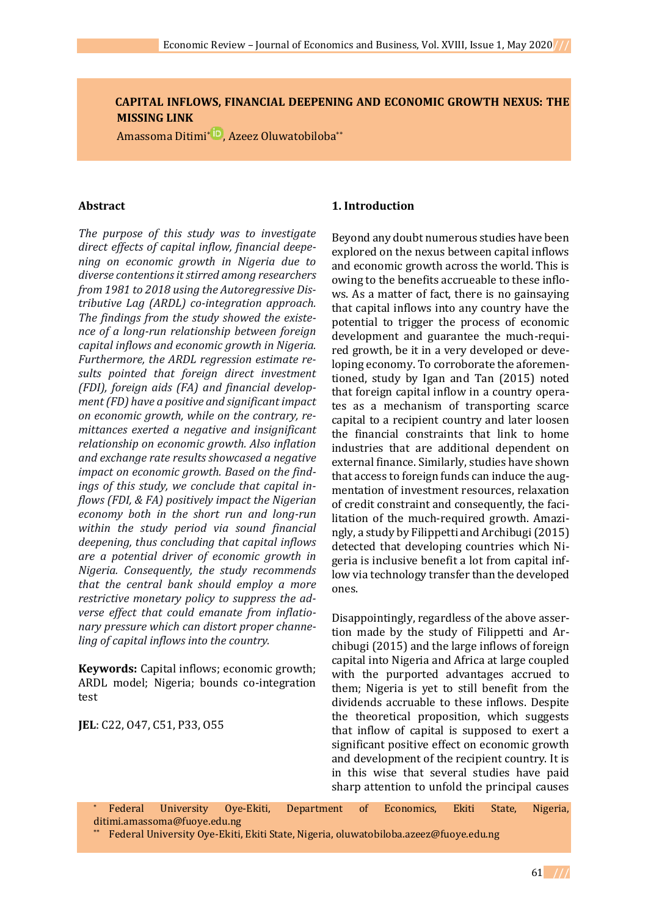# CAPITAL INFLOWS, FINANCIAL DEEPENING AND ECONOMIC GROWTH NEXUS: THE MISSING LINK

Amassoma Ditimi[*], Azeez Oluwatobiloba[**]

## Abstract

*The purpose of this study was to investigate direct effects of capital inflow, financial deepening on economic growth in Nigeria due to diverse contentions it stirred among researchers from 1981 to 2018 using the Autoregressive Distributive Lag (ARDL) co-integration approach. The findings from the study showed the existence of a long-run relationship between foreign capital inflows and economic growth in Nigeria. Furthermore, the ARDL regression estimate results pointed that foreign direct investment (FDI), foreign aids (FA) and financial development (FD) have a positive and significant impact on economic growth, while on the contrary, remittances exerted a negative and insignificant relationship on economic growth. Also inflation and exchange rate results showcased a negative impact on economic growth. Based on the findings of this study, we conclude that capital inflows (FDI, & FA) positively impact the Nigerian economy both in the short run and long-run within the study period via sound financial deepening, thus concluding that capital inflows are a potential driver of economic growth in Nigeria. Consequently, the study recommends that the central bank should employ a more restrictive monetary policy to suppress the adverse effect that could emanate from inflationary pressure which can distort proper channeling of capital inflows into the country.*

**Keywords:** Capital inflows; economic growth; ARDL model; Nigeria; bounds co-integration test

**JEL**: C22, O47, C51, P33, O55

## 1. Introduction

Beyond any doubt numerous studies have been explored on the nexus between capital inflows and economic growth across the world. This is owing to the benefits accrueable to these inflows. As a matter of fact, there is no gainsaying that capital inflows into any country have the potential to trigger the process of economic development and guarantee the much-required growth, be it in a very developed or developing economy. To corroborate the aforementioned, study by Igan and Tan (2015) noted that foreign capital inflow in a country operates as a mechanism of transporting scarce capital to a recipient country and later loosen the financial constraints that link to home industries that are additional dependent on external finance. Similarly, studies have shown that access to foreign funds can induce the augmentation of investment resources, relaxation of credit constraint and consequently, the facilitation of the much-required growth. Amazingly, a study by Filippetti and Archibugi (2015) detected that developing countries which Nigeria is inclusive benefit a lot from capital inflow via technology transfer than the developed ones.

Disappointingly, regardless of the above assertion made by the study of Filippetti and Archibugi (2015) and the large inflows of foreign capital into Nigeria and Africa at large coupled with the purported advantages accrued to them; Nigeria is yet to still benefit from the dividends accruable to these inflows. Despite the theoretical proposition, which suggests that inflow of capital is supposed to exert a significant positive effect on economic growth and development of the recipient country. It is in this wise that several studies have paid sharp attention to unfold the principal causes

[*] Federal University Oye-Ekiti, Department of Economics, Ekiti State, Nigeria, ditimi.amassoma@fuoye.edu.ng

[**] Federal University Oye-Ekiti, Ekiti State, Nigeria, oluwatobiloba.azeez@fuoye.edu.ng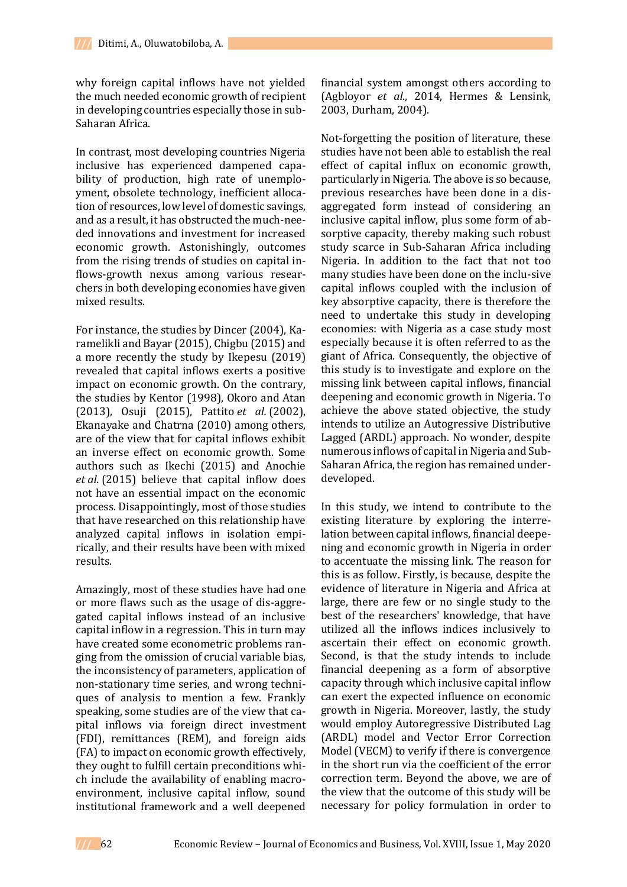why foreign capital inflows have not yielded the much needed economic growth of recipient in developing countries especially those in sub-Saharan Africa.

In contrast, most developing countries Nigeria inclusive has experienced dampened capability of production, high rate of unemployment, obsolete technology, inefficient allocation of resources, low level of domestic savings, and as a result, it has obstructed the much-needed innovations and investment for increased economic growth. Astonishingly, outcomes from the rising trends of studies on capital inflows-growth nexus among various researchers in both developing economies have given mixed results.

For instance, the studies by Dincer (2004), Karamelikli and Bayar (2015), Chigbu (2015) and a more recently the study by Ikepesu (2019) revealed that capital inflows exerts a positive impact on economic growth. On the contrary, the studies by Kentor (1998), Okoro and Atan (2013), Osuji (2015), Pattito *et al.* (2002), Ekanayake and Chatrna (2010) among others, are of the view that for capital inflows exhibit an inverse effect on economic growth. Some authors such as Ikechi (2015) and Anochie *et al.* (2015) believe that capital inflow does not have an essential impact on the economic process. Disappointingly, most of those studies that have researched on this relationship have analyzed capital inflows in isolation empirically, and their results have been with mixed results.

Amazingly, most of these studies have had one or more flaws such as the usage of dis-aggregated capital inflows instead of an inclusive capital inflow in a regression. This in turn may have created some econometric problems ranging from the omission of crucial variable bias, the inconsistency of parameters, application of non-stationary time series, and wrong techniques of analysis to mention a few. Frankly speaking, some studies are of the view that capital inflows via foreign direct investment (FDI), remittances (REM), and foreign aids (FA) to impact on economic growth effectively, they ought to fulfill certain preconditions which include the availability of enabling macro-environment, inclusive capital inflow, sound institutional framework and a well deepened financial system amongst others according to (Agbloyor *et al.*, 2014, Hermes & Lensink, 2003, Durham, 2004).

Not-forgetting the position of literature, these studies have not been able to establish the real effect of capital influx on economic growth, particularly in Nigeria. The above is so because, previous researches have been done in a dis-aggregated form instead of considering an inclusive capital inflow, plus some form of absorptive capacity, thereby making such robust study scarce in Sub-Saharan Africa including Nigeria. In addition to the fact that not too many studies have been done on the inclu-sive capital inflows coupled with the inclusion of key absorptive capacity, there is therefore the need to undertake this study in developing economies: with Nigeria as a case study most especially because it is often referred to as the giant of Africa. Consequently, the objective of this study is to investigate and expose on the missing link between capital inflows, financial deepening and economic growth in Nigeria. To achieve the above stated objective, the study intends to utilize an Autogressive Distributive Lagged (ARDL) approach. No wonder, despite numerous inflows of capital in Nigeria and Sub-Saharan Africa, the region has remained under-developed.

In this study, we intend to contribute to the existing literature by exploring the interrelation between capital inflows, financial deepening and economic growth in Nigeria in order to accentuate the missing link. The reason for this is as follow. Firstly, is because, despite the evidence of literature in Nigeria and Africa at large, there are few or no single study to the best of the researchers' knowledge, that have utilized all the inflows indices inclusively to ascertain their effect on economic growth. Second, is that the study intends to include financial deepening as a form of absorptive capacity through which inclusive capital inflow can exert the expected influence on economic growth in Nigeria. Moreover, lastly, the study would employ Autoregressive Distributed Lag (ARDL) model and Vector Error Correction Model (VECM) to verify if there is convergence in the short run via the coefficient of the error correction term. Beyond the above, we are of the view that the outcome of this study will be necessary for policy formulation in order to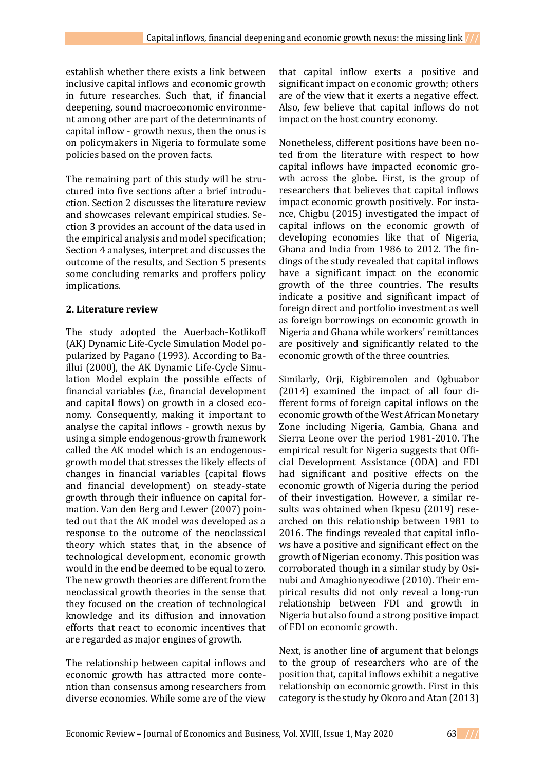establish whether there exists a link between inclusive capital inflows and economic growth in future researches. Such that, if financial deepening, sound macroeconomic environment among other are part of the determinants of capital inflow - growth nexus, then the onus is on policymakers in Nigeria to formulate some policies based on the proven facts.

The remaining part of this study will be structured into five sections after a brief introduction. Section 2 discusses the literature review and showcases relevant empirical studies. Section 3 provides an account of the data used in the empirical analysis and model specification; Section 4 analyses, interpret and discusses the outcome of the results, and Section 5 presents some concluding remarks and proffers policy implications.

## 2. Literature review

The study adopted the Auerbach-Kotlikoff (AK) Dynamic Life-Cycle Simulation Model popularized by Pagano (1993). According to Baillui (2000), the AK Dynamic Life-Cycle Simulation Model explain the possible effects of financial variables (*i.e*., financial development and capital flows) on growth in a closed economy. Consequently, making it important to analyse the capital inflows - growth nexus by using a simple endogenous-growth framework called the AK model which is an endogenous-growth model that stresses the likely effects of changes in financial variables (capital flows and financial development) on steady-state growth through their influence on capital formation. Van den Berg and Lewer (2007) pointed out that the AK model was developed as a response to the outcome of the neoclassical theory which states that, in the absence of technological development, economic growth would in the end be deemed to be equal to zero. The new growth theories are different from the neoclassical growth theories in the sense that they focused on the creation of technological knowledge and its diffusion and innovation efforts that react to economic incentives that are regarded as major engines of growth.

The relationship between capital inflows and economic growth has attracted more contention than consensus among researchers from diverse economies. While some are of the view that capital inflow exerts a positive and significant impact on economic growth; others are of the view that it exerts a negative effect. Also, few believe that capital inflows do not impact on the host country economy.

Nonetheless, different positions have been noted from the literature with respect to how capital inflows have impacted economic growth across the globe. First, is the group of researchers that believes that capital inflows impact economic growth positively. For instance, Chigbu (2015) investigated the impact of capital inflows on the economic growth of developing economies like that of Nigeria, Ghana and India from 1986 to 2012. The findings of the study revealed that capital inflows have a significant impact on the economic growth of the three countries. The results indicate a positive and significant impact of foreign direct and portfolio investment as well as foreign borrowings on economic growth in Nigeria and Ghana while workers' remittances are positively and significantly related to the economic growth of the three countries.

Similarly, Orji, Eigbiremolen and Ogbuabor (2014) examined the impact of all four different forms of foreign capital inflows on the economic growth of the West African Monetary Zone including Nigeria, Gambia, Ghana and Sierra Leone over the period 1981-2010. The empirical result for Nigeria suggests that Official Development Assistance (ODA) and FDI had significant and positive effects on the economic growth of Nigeria during the period of their investigation. However, a similar results was obtained when Ikpesu (2019) researched on this relationship between 1981 to 2016. The findings revealed that capital inflows have a positive and significant effect on the growth of Nigerian economy. This position was corroborated though in a similar study by Osinubi and Amaghionyeodiwe (2010). Their empirical results did not only reveal a long-run relationship between FDI and growth in Nigeria but also found a strong positive impact of FDI on economic growth.

Next, is another line of argument that belongs to the group of researchers who are of the position that, capital inflows exhibit a negative relationship on economic growth. First in this category is the study by Okoro and Atan (2013)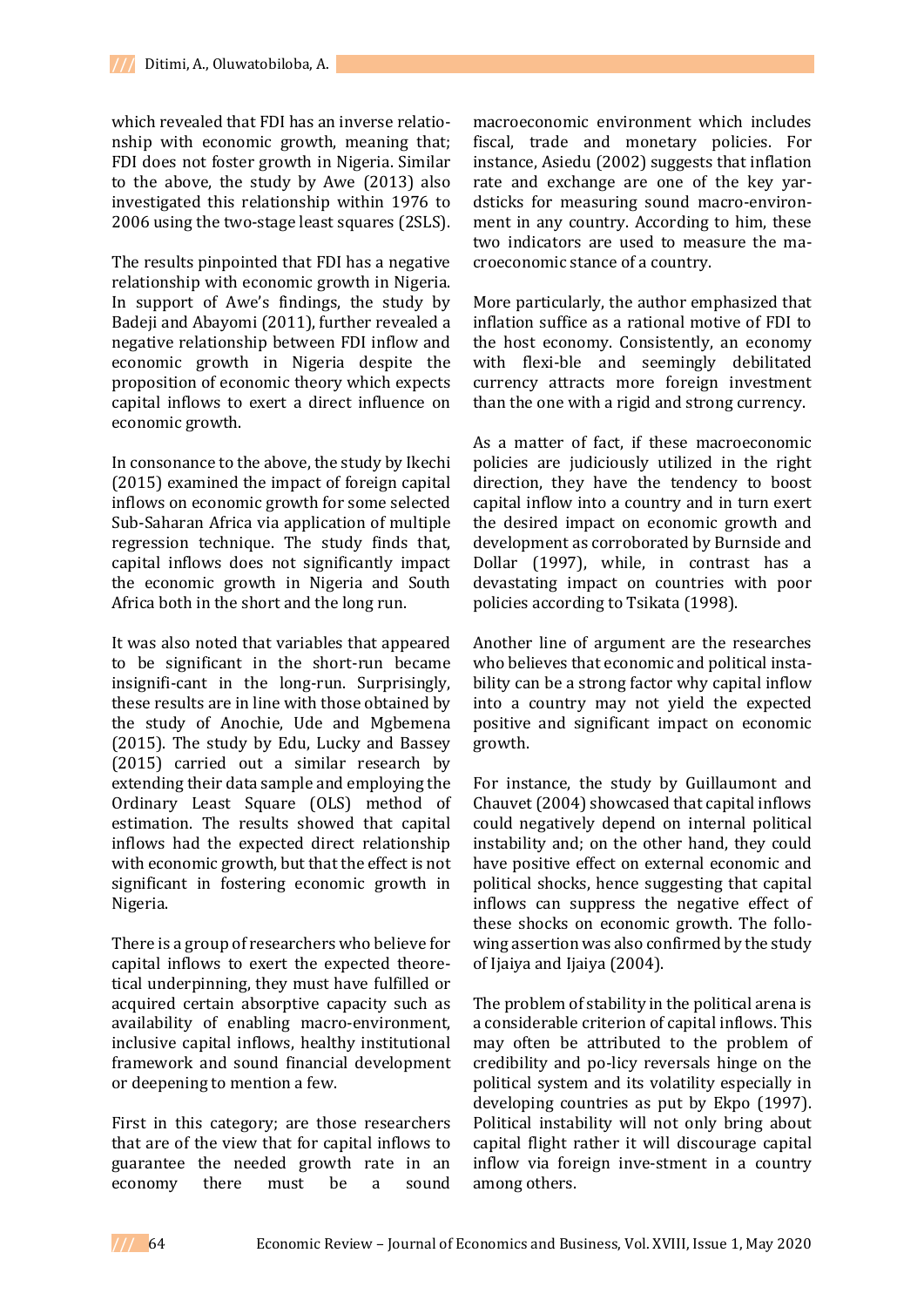which revealed that FDI has an inverse relationship with economic growth, meaning that; FDI does not foster growth in Nigeria. Similar to the above, the study by Awe (2013) also investigated this relationship within 1976 to 2006 using the two-stage least squares (2SLS).

The results pinpointed that FDI has a negative relationship with economic growth in Nigeria. In support of Awe's findings, the study by Badeji and Abayomi (2011), further revealed a negative relationship between FDI inflow and economic growth in Nigeria despite the proposition of economic theory which expects capital inflows to exert a direct influence on economic growth.

In consonance to the above, the study by Ikechi (2015) examined the impact of foreign capital inflows on economic growth for some selected Sub-Saharan Africa via application of multiple regression technique. The study finds that, capital inflows does not significantly impact the economic growth in Nigeria and South Africa both in the short and the long run.

It was also noted that variables that appeared to be significant in the short-run became insignifi-cant in the long-run. Surprisingly, these results are in line with those obtained by the study of Anochie, Ude and Mgbemena (2015). The study by Edu, Lucky and Bassey (2015) carried out a similar research by extending their data sample and employing the Ordinary Least Square (OLS) method of estimation. The results showed that capital inflows had the expected direct relationship with economic growth, but that the effect is not significant in fostering economic growth in Nigeria.

There is a group of researchers who believe for capital inflows to exert the expected theoretical underpinning, they must have fulfilled or acquired certain absorptive capacity such as availability of enabling macro-environment, inclusive capital inflows, healthy institutional framework and sound financial development or deepening to mention a few.

First in this category; are those researchers that are of the view that for capital inflows to guarantee the needed growth rate in an economy there must be a sound macroeconomic environment which includes fiscal, trade and monetary policies. For instance, Asiedu (2002) suggests that inflation rate and exchange are one of the key yardsticks for measuring sound macro-environment in any country. According to him, these two indicators are used to measure the macroeconomic stance of a country.

More particularly, the author emphasized that inflation suffice as a rational motive of FDI to the host economy. Consistently, an economy with flexi-ble and seemingly debilitated currency attracts more foreign investment than the one with a rigid and strong currency.

As a matter of fact, if these macroeconomic policies are judiciously utilized in the right direction, they have the tendency to boost capital inflow into a country and in turn exert the desired impact on economic growth and development as corroborated by Burnside and Dollar (1997), while, in contrast has a devastating impact on countries with poor policies according to Tsikata (1998).

Another line of argument are the researches who believes that economic and political instability can be a strong factor why capital inflow into a country may not yield the expected positive and significant impact on economic growth.

For instance, the study by Guillaumont and Chauvet (2004) showcased that capital inflows could negatively depend on internal political instability and; on the other hand, they could have positive effect on external economic and political shocks, hence suggesting that capital inflows can suppress the negative effect of these shocks on economic growth. The following assertion was also confirmed by the study of Ijaiya and Ijaiya (2004).

The problem of stability in the political arena is a considerable criterion of capital inflows. This may often be attributed to the problem of credibility and po-licy reversals hinge on the political system and its volatility especially in developing countries as put by Ekpo (1997). Political instability will not only bring about capital flight rather it will discourage capital inflow via foreign inve-stment in a country among others.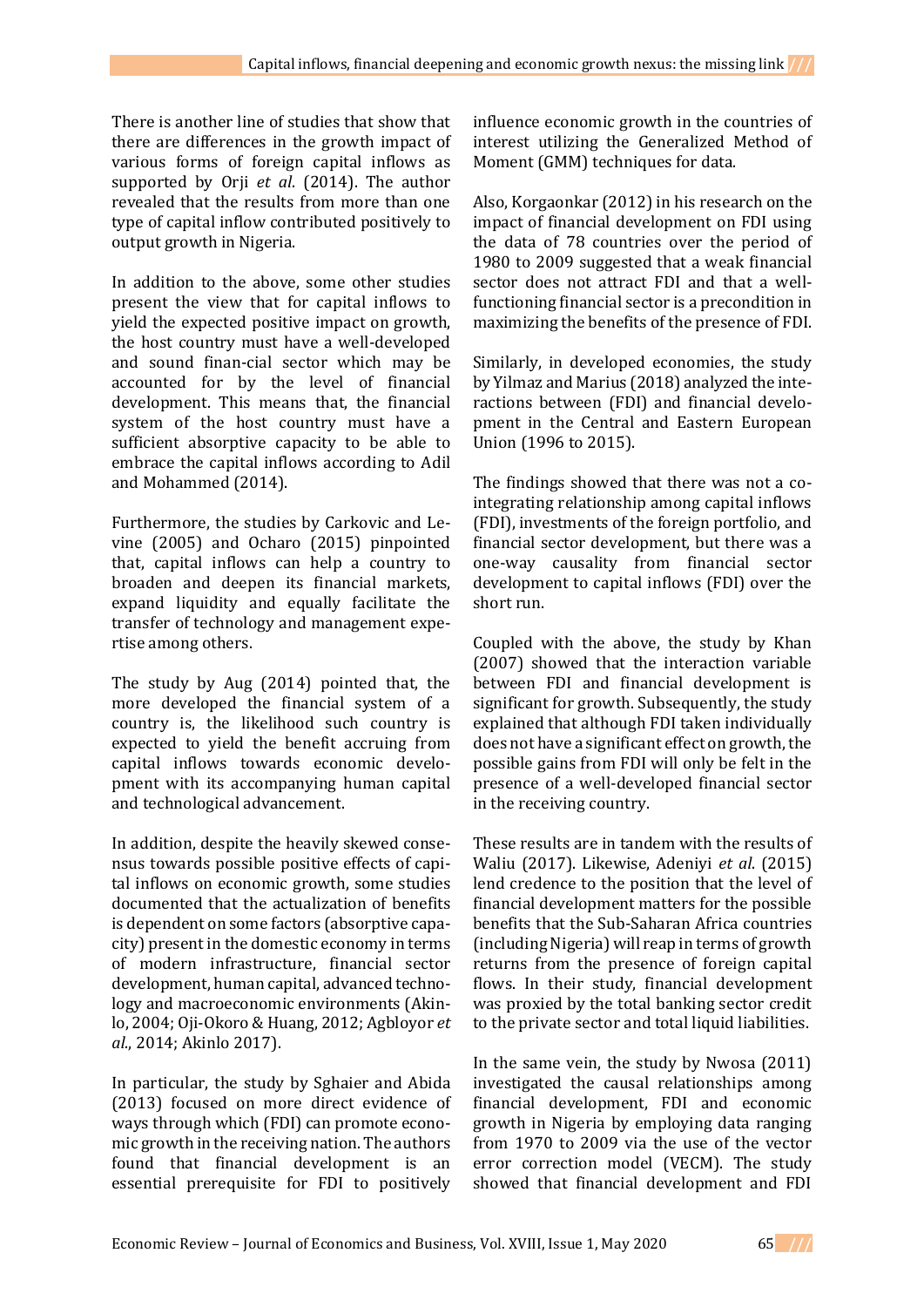There is another line of studies that show that there are differences in the growth impact of various forms of foreign capital inflows as supported by Orji *et al*. (2014). The author revealed that the results from more than one type of capital inflow contributed positively to output growth in Nigeria.

In addition to the above, some other studies present the view that for capital inflows to yield the expected positive impact on growth, the host country must have a well-developed and sound finan-cial sector which may be accounted for by the level of financial development. This means that, the financial system of the host country must have a sufficient absorptive capacity to be able to embrace the capital inflows according to Adil and Mohammed (2014).

Furthermore, the studies by Carkovic and Levine (2005) and Ocharo (2015) pinpointed that, capital inflows can help a country to broaden and deepen its financial markets, expand liquidity and equally facilitate the transfer of technology and management expertise among others.

The study by Aug (2014) pointed that, the more developed the financial system of a country is, the likelihood such country is expected to yield the benefit accruing from capital inflows towards economic development with its accompanying human capital and technological advancement.

In addition, despite the heavily skewed consensus towards possible positive effects of capital inflows on economic growth, some studies documented that the actualization of benefits is dependent on some factors (absorptive capacity) present in the domestic economy in terms of modern infrastructure, financial sector development, human capital, advanced technology and macroeconomic environments (Akinlo, 2004; Oji-Okoro & Huang, 2012; Agbloyor *et al*., 2014; Akinlo 2017).

In particular, the study by Sghaier and Abida (2013) focused on more direct evidence of ways through which (FDI) can promote economic growth in the receiving nation. The authors found that financial development is an essential prerequisite for FDI to positively influence economic growth in the countries of interest utilizing the Generalized Method of Moment (GMM) techniques for data.

Also, Korgaonkar (2012) in his research on the impact of financial development on FDI using the data of 78 countries over the period of 1980 to 2009 suggested that a weak financial sector does not attract FDI and that a well-functioning financial sector is a precondition in maximizing the benefits of the presence of FDI.

Similarly, in developed economies, the study by Yilmaz and Marius (2018) analyzed the interactions between (FDI) and financial development in the Central and Eastern European Union (1996 to 2015).

The findings showed that there was not a co-integrating relationship among capital inflows (FDI), investments of the foreign portfolio, and financial sector development, but there was a one-way causality from financial sector development to capital inflows (FDI) over the short run.

Coupled with the above, the study by Khan (2007) showed that the interaction variable between FDI and financial development is significant for growth. Subsequently, the study explained that although FDI taken individually does not have a significant effect on growth, the possible gains from FDI will only be felt in the presence of a well-developed financial sector in the receiving country.

These results are in tandem with the results of Waliu (2017). Likewise, Adeniyi *et al*. (2015) lend credence to the position that the level of financial development matters for the possible benefits that the Sub-Saharan Africa countries (including Nigeria) will reap in terms of growth returns from the presence of foreign capital flows. In their study, financial development was proxied by the total banking sector credit to the private sector and total liquid liabilities.

In the same vein, the study by Nwosa (2011) investigated the causal relationships among financial development, FDI and economic growth in Nigeria by employing data ranging from 1970 to 2009 via the use of the vector error correction model (VECM). The study showed that financial development and FDI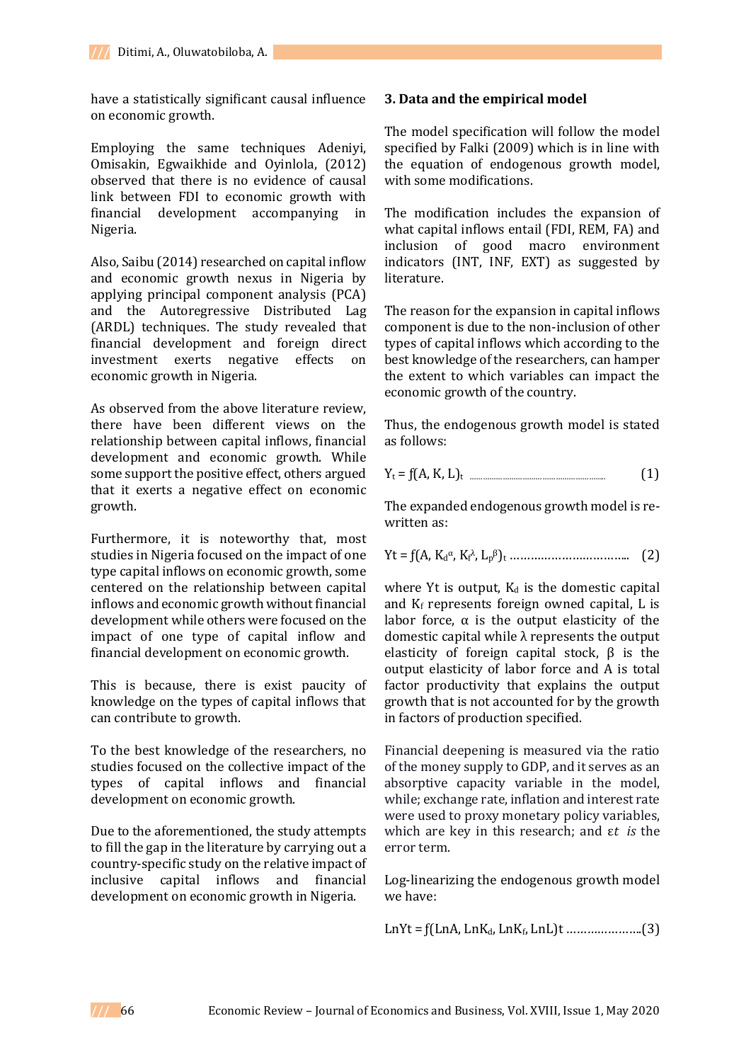have a statistically significant causal influence on economic growth.

Employing the same techniques Adeniyi, Omisakin, Egwaikhide and Oyinlola, (2012) observed that there is no evidence of causal link between FDI to economic growth with financial development accompanying in Nigeria.

Also, Saibu (2014) researched on capital inflow and economic growth nexus in Nigeria by applying principal component analysis (PCA) and the Autoregressive Distributed Lag (ARDL) techniques. The study revealed that financial development and foreign direct investment exerts negative effects on economic growth in Nigeria.

As observed from the above literature review, there have been different views on the relationship between capital inflows, financial development and economic growth. While some support the positive effect, others argued that it exerts a negative effect on economic growth.

Furthermore, it is noteworthy that, most studies in Nigeria focused on the impact of one type capital inflows on economic growth, some centered on the relationship between capital inflows and economic growth without financial development while others were focused on the impact of one type of capital inflow and financial development on economic growth.

This is because, there is exist paucity of knowledge on the types of capital inflows that can contribute to growth.

To the best knowledge of the researchers, no studies focused on the collective impact of the types of capital inflows and financial development on economic growth.

Due to the aforementioned, the study attempts to fill the gap in the literature by carrying out a country-specific study on the relative impact of inclusive capital inflows and financial development on economic growth in Nigeria.

## 3. Data and the empirical model

The model specification will follow the model specified by Falki (2009) which is in line with the equation of endogenous growth model, with some modifications.

The modification includes the expansion of what capital inflows entail (FDI, REM, FA) and inclusion of good macro environment indicators (INT, INF, EXT) as suggested by literature.

The reason for the expansion in capital inflows component is due to the non-inclusion of other types of capital inflows which according to the best knowledge of the researchers, can hamper the extent to which variables can impact the economic growth of the country.

Thus, the endogenous growth model is stated as follows:

$$Y_t = f(A, K, L)_t \qquad (1)$$

The expanded endogenous growth model is re-written as:

$$Yt = f(A, K_d^{\alpha}, K_f^{\lambda}, L_p^{\beta})_t \qquad (2)$$

where Yt is output, $K_d$ is the domestic capital and $K_f$ represents foreign owned capital, L is labor force, α is the output elasticity of the domestic capital while λ represents the output elasticity of foreign capital stock, β is the output elasticity of labor force and A is total factor productivity that explains the output growth that is not accounted for by the growth in factors of production specified.

Financial deepening is measured via the ratio of the money supply to GDP, and it serves as an absorptive capacity variable in the model, while; exchange rate, inflation and interest rate were used to proxy monetary policy variables, which are key in this research; and $\varepsilon t$ *is* the error term.

Log-linearizing the endogenous growth model we have:

$$LnYt = f(LnA, LnK_d, LnK_f, LnL)t \qquad (3)$$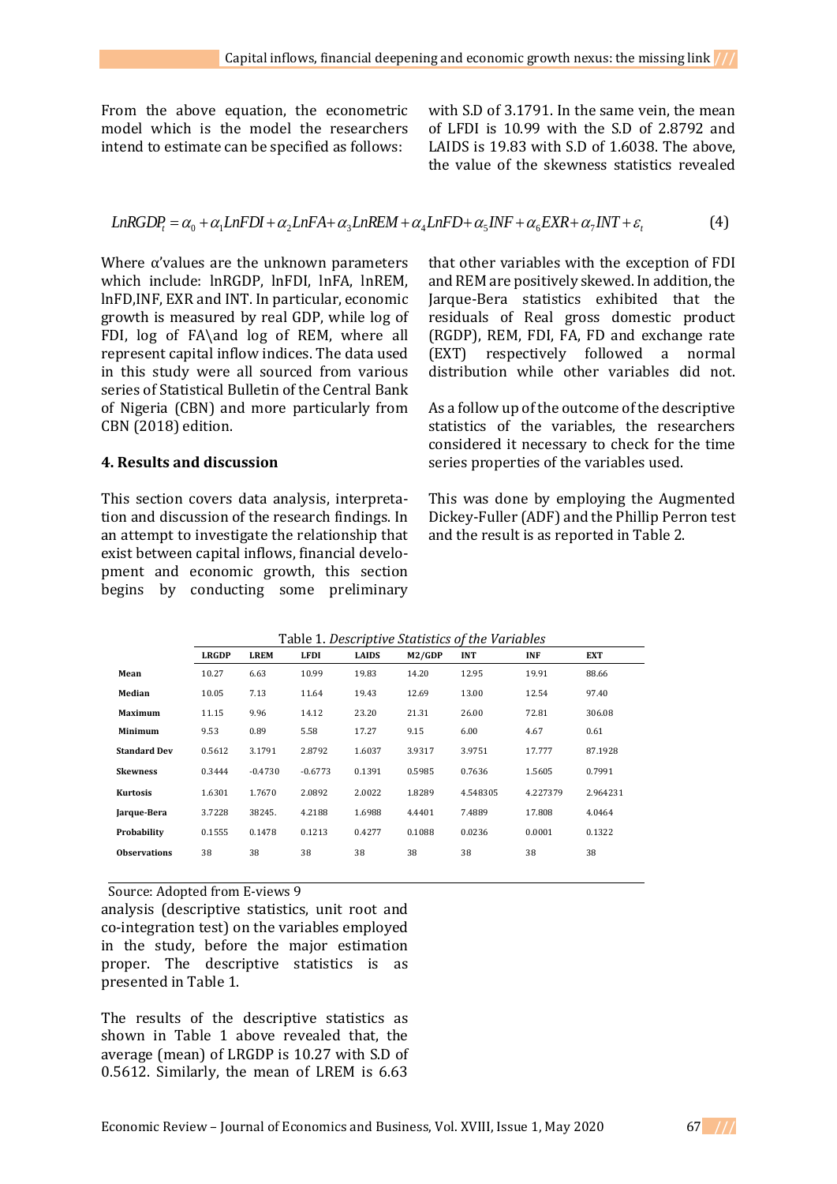From the above equation, the econometric model which is the model the researchers intend to estimate can be specified as follows:

$$LnRGDP_t = \alpha_0 + \alpha_1 LnFDI + \alpha_2 LnFA + \alpha_3 LnREM + \alpha_4 LnFD + \alpha_5 INF + \alpha_6 EXR + \alpha_7 INT + \varepsilon_t \quad (4)$$

Where α'values are the unknown parameters which include: lnRGDP, lnFDI, lnFA, lnREM, lnFD,INF, EXR and INT. In particular, economic growth is measured by real GDP, while log of FDI, log of FA\and log of REM, where all represent capital inflow indices. The data used in this study were all sourced from various series of Statistical Bulletin of the Central Bank of Nigeria (CBN) and more particularly from CBN (2018) edition.

## 4. Results and discussion

This section covers data analysis, interpretation and discussion of the research findings. In an attempt to investigate the relationship that exist between capital inflows, financial development and economic growth, this section begins by conducting some preliminary analysis (descriptive statistics, unit root and co-integration test) on the variables employed in the study, before the major estimation proper. The descriptive statistics is as presented in Table 1.

Table 1. *Descriptive Statistics of the Variables*

| | LRGDP | LREM | LFDI | LAIDS | M2/GDP | INT | INF | EXT |
|---|---|---|---|---|---|---|---|---|
| **Mean** | 10.27 | 6.63 | 10.99 | 19.83 | 14.20 | 12.95 | 19.91 | 88.66 |
| **Median** | 10.05 | 7.13 | 11.64 | 19.43 | 12.69 | 13.00 | 12.54 | 97.40 |
| **Maximum** | 11.15 | 9.96 | 14.12 | 23.20 | 21.31 | 26.00 | 72.81 | 306.08 |
| **Minimum** | 9.53 | 0.89 | 5.58 | 17.27 | 9.15 | 6.00 | 4.67 | 0.61 |
| **Standard Dev** | 0.5612 | 3.1791 | 2.8792 | 1.6037 | 3.9317 | 3.9751 | 17.777 | 87.1928 |
| **Skewness** | 0.3444 | -0.4730 | -0.6773 | 0.1391 | 0.5985 | 0.7636 | 1.5605 | 0.7991 |
| **Kurtosis** | 1.6301 | 1.7670 | 2.0892 | 2.0022 | 1.8289 | 4.548305 | 4.227379 | 2.964231 |
| **Jarque-Bera** | 3.7228 | 38245. | 4.2188 | 1.6988 | 4.4401 | 7.4889 | 17.808 | 4.0464 |
| **Probability** | 0.1555 | 0.1478 | 0.1213 | 0.4277 | 0.1088 | 0.0236 | 0.0001 | 0.1322 |
| **Observations** | 38 | 38 | 38 | 38 | 38 | 38 | 38 | 38 |

Source: Adopted from E-views 9

The results of the descriptive statistics as shown in Table 1 above revealed that, the average (mean) of LRGDP is 10.27 with S.D of 0.5612. Similarly, the mean of LREM is 6.63 with S.D of 3.1791. In the same vein, the mean of LFDI is 10.99 with the S.D of 2.8792 and LAIDS is 19.83 with S.D of 1.6038. The above, the value of the skewness statistics revealed that other variables with the exception of FDI and REM are positively skewed. In addition, the Jarque-Bera statistics exhibited that the residuals of Real gross domestic product (RGDP), REM, FDI, FA, FD and exchange rate (EXT) respectively followed a normal distribution while other variables did not.

As a follow up of the outcome of the descriptive statistics of the variables, the researchers considered it necessary to check for the time series properties of the variables used.

This was done by employing the Augmented Dickey-Fuller (ADF) and the Phillip Perron test and the result is as reported in Table 2.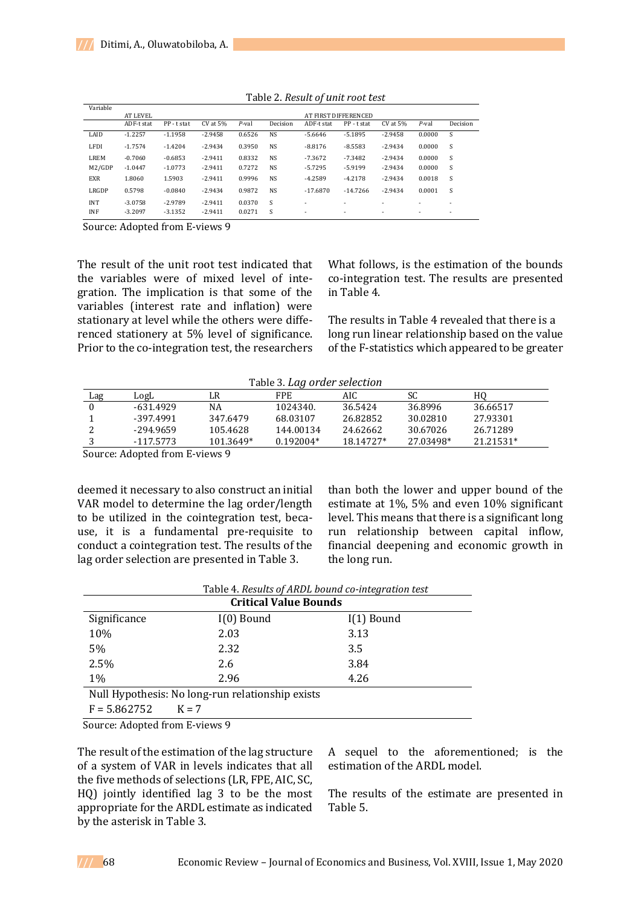Table 2. *Result of unit root test*

| Variable | AT LEVEL | | | | | AT FIRST DIFFERENCED | | | | |
|---|---|---|---|---|---|---|---|---|---|---|
| | ADF-t stat | PP - t stat | CV at 5% | *P*-val | Decision | ADF-t stat | PP - t stat | CV at 5% | *P*-val | Decision |
| LAID | -1.2257 | -1.1958 | -2.9458 | 0.6526 | NS | -5.6646 | -5.1895 | -2.9458 | 0.0000 | S |
| LFDI | -1.7574 | -1.4204 | -2.9434 | 0.3950 | NS | -8.8176 | -8.5583 | -2.9434 | 0.0000 | S |
| LREM | -0.7060 | -0.6853 | -2.9411 | 0.8332 | NS | -7.3672 | -7.3482 | -2.9411 | 0.0000 | S |
| M2/GDP | -1.0447 | -1.0773 | -2.9411 | 0.7272 | NS | -5.7295 | -5.9199 | -2.9434 | 0.0000 | S |
| EXR | 1.8060 | 1.5903 | -2.9411 | 0.9996 | NS | -4.2589 | -4.2178 | -2.9434 | 0.0018 | S |
| LRGDP | 0.5798 | -0.0840 | -2.9434 | 0.9872 | NS | -17.6870 | -14.7266 | -2.9434 | 0.0001 | S |
| INT | -3.0758 | -2.9789 | -2.9411 | 0.0370 | S | - | - | - | - | - |
| INF | -3.2097 | -3.1352 | -2.9411 | 0.0271 | S | - | - | - | - | - |

Source: Adopted from E-views 9

The result of the unit root test indicated that the variables were of mixed level of integration. The implication is that some of the variables (interest rate and inflation) were stationary at level while the others were differenced stationery at 5% level of significance. Prior to the co-integration test, the researchers deemed it necessary to also construct an initial VAR model to determine the lag order/length to be utilized in the cointegration test, because, it is a fundamental pre-requisite to conduct a cointegration test. The results of the lag order selection are presented in Table 3.

Table 3. *Lag order selection*

| Lag | LogL | LR | FPE | AIC | SC | HQ |
|---|---|---|---|---|---|---|
| 0 | -631.4929 | NA | 1024340. | 36.5424 | 36.8996 | 36.66517 |
| 1 | -397.4991 | 347.6479 | 68.03107 | 26.82852 | 30.02810 | 27.93301 |
| 2 | -294.9659 | 105.4628 | 144.00134 | 24.62662 | 30.67026 | 26.71289 |
| 3 | -117.5773 | 101.3649* | 0.192004* | 18.14727* | 27.03498* | 21.21531* |

Source: Adopted from E-views 9

The result of the estimation of the lag structure of a system of VAR in levels indicates that all the five methods of selections (LR, FPE, AIC, SC, HQ) jointly identified lag 3 to be the most appropriate for the ARDL estimate as indicated by the asterisk in Table 3.

What follows, is the estimation of the bounds co-integration test. The results are presented in Table 4.

The results in Table 4 revealed that there is a long run linear relationship based on the value of the F-statistics which appeared to be greater than both the lower and upper bound of the estimate at 1%, 5% and even 10% significant level. This means that there is a significant long run relationship between capital inflow, financial deepening and economic growth in the long run.

Table 4. *Results of ARDL bound co-integration test*

| **Critical Value Bounds** | | |
|---|---|---|
| Significance | I(0) Bound | I(1) Bound |
| 10% | 2.03 | 3.13 |
| 5% | 2.32 | 3.5 |
| 2.5% | 2.6 | 3.84 |
| 1% | 2.96 | 4.26 |
| Null Hypothesis: No long-run relationship exists | | |
| F = 5.862752   K = 7 | | |

Source: Adopted from E-views 9

A sequel to the aforementioned; is the estimation of the ARDL model.

The results of the estimate are presented in Table 5.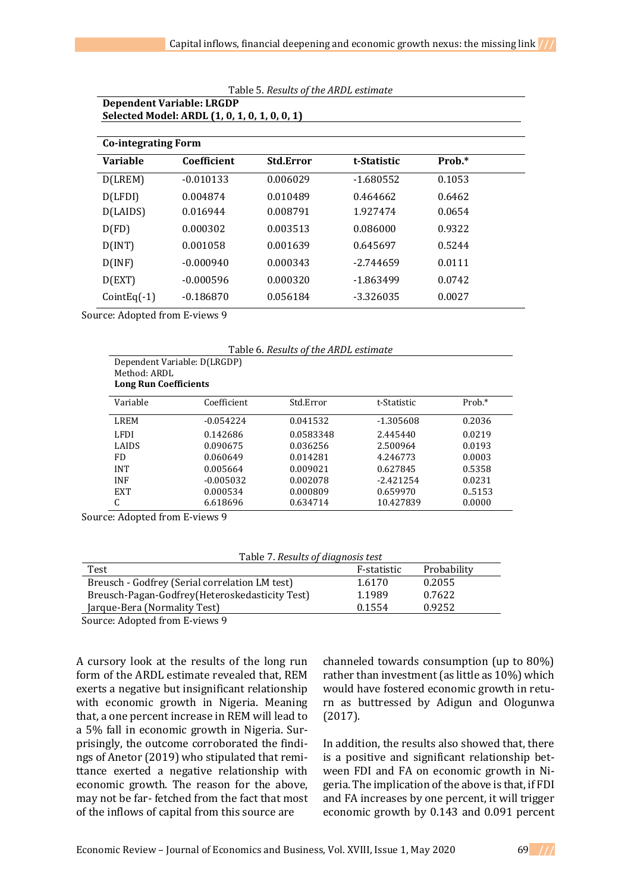Table 5. *Results of the ARDL estimate*

**Dependent Variable: LRGDP**
**Selected Model: ARDL (1, 0, 1, 0, 1, 0, 0, 1)**

**Co-integrating Form**

| Variable | Coefficient | Std.Error | t-Statistic | Prob.* |
|---|---|---|---|---|
| D(LREM) | -0.010133 | 0.006029 | -1.680552 | 0.1053 |
| D(LFDI) | 0.004874 | 0.010489 | 0.464662 | 0.6462 |
| D(LAIDS) | 0.016944 | 0.008791 | 1.927474 | 0.0654 |
| D(FD) | 0.000302 | 0.003513 | 0.086000 | 0.9322 |
| D(INT) | 0.001058 | 0.001639 | 0.645697 | 0.5244 |
| D(INF) | -0.000940 | 0.000343 | -2.744659 | 0.0111 |
| D(EXT) | -0.000596 | 0.000320 | -1.863499 | 0.0742 |
| CointEq(-1) | -0.186870 | 0.056184 | -3.326035 | 0.0027 |

Source: Adopted from E-views 9

Table 6. *Results of the ARDL estimate*

Dependent Variable: D(LRGDP)
Method: ARDL
**Long Run Coefficients**

| Variable | Coefficient | Std.Error | t-Statistic | Prob.* |
|---|---|---|---|---|
| LREM | -0.054224 | 0.041532 | -1.305608 | 0.2036 |
| LFDI | 0.142686 | 0.0583348 | 2.445440 | 0.0219 |
| LAIDS | 0.090675 | 0.036256 | 2.500964 | 0.0193 |
| FD | 0.060649 | 0.014281 | 4.246773 | 0.0003 |
| INT | 0.005664 | 0.009021 | 0.627845 | 0.5358 |
| INF | -0.005032 | 0.002078 | -2.421254 | 0.0231 |
| EXT | 0.000534 | 0.000809 | 0.659970 | 0..5153 |
| C | 6.618696 | 0.634714 | 10.427839 | 0.0000 |

Source: Adopted from E-views 9

Table 7. *Results of diagnosis test*

| Test | F-statistic | Probability |
|---|---|---|
| Breusch - Godfrey (Serial correlation LM test) | 1.6170 | 0.2055 |
| Breusch-Pagan-Godfrey(Heteroskedasticity Test) | 1.1989 | 0.7622 |
| Jarque-Bera (Normality Test) | 0.1554 | 0.9252 |

Source: Adopted from E-views 9

A cursory look at the results of the long run form of the ARDL estimate revealed that, REM exerts a negative but insignificant relationship with economic growth in Nigeria. Meaning that, a one percent increase in REM will lead to a 5% fall in economic growth in Nigeria. Surprisingly, the outcome corroborated the findings of Anetor (2019) who stipulated that remittance exerted a negative relationship with economic growth. The reason for the above, may not be far- fetched from the fact that most of the inflows of capital from this source are channeled towards consumption (up to 80%) rather than investment (as little as 10%) which would have fostered economic growth in return as buttressed by Adigun and Ologunwa (2017).

In addition, the results also showed that, there is a positive and significant relationship between FDI and FA on economic growth in Nigeria. The implication of the above is that, if FDI and FA increases by one percent, it will trigger economic growth by 0.143 and 0.091 percent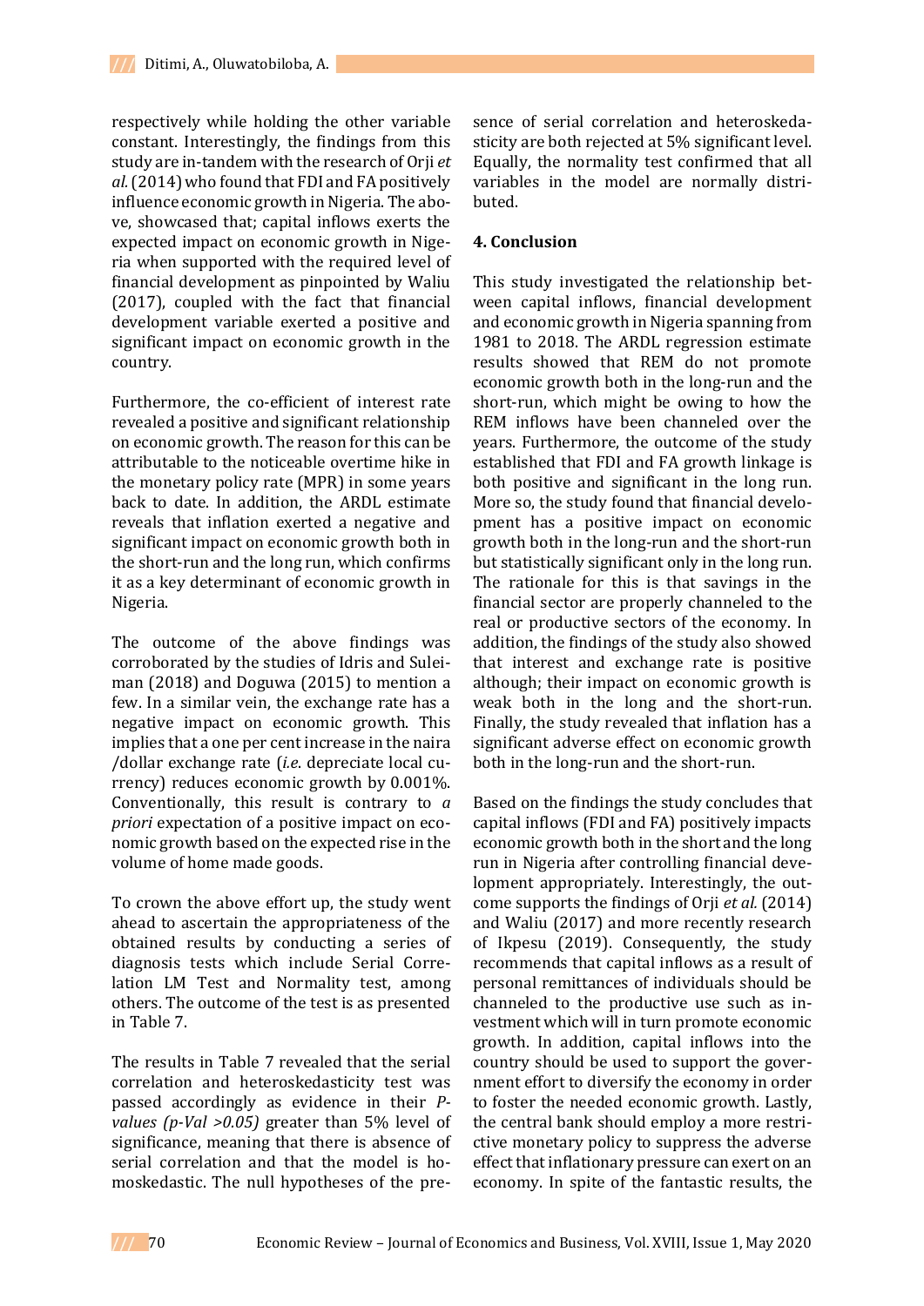respectively while holding the other variable constant. Interestingly, the findings from this study are in-tandem with the research of Orji *et al.* (2014) who found that FDI and FA positively influence economic growth in Nigeria. The above, showcased that; capital inflows exerts the expected impact on economic growth in Nigeria when supported with the required level of financial development as pinpointed by Waliu (2017), coupled with the fact that financial development variable exerted a positive and significant impact on economic growth in the country.

Furthermore, the co-efficient of interest rate revealed a positive and significant relationship on economic growth. The reason for this can be attributable to the noticeable overtime hike in the monetary policy rate (MPR) in some years back to date. In addition, the ARDL estimate reveals that inflation exerted a negative and significant impact on economic growth both in the short-run and the long run, which confirms it as a key determinant of economic growth in Nigeria.

The outcome of the above findings was corroborated by the studies of Idris and Suleiman (2018) and Doguwa (2015) to mention a few. In a similar vein, the exchange rate has a negative impact on economic growth. This implies that a one per cent increase in the naira /dollar exchange rate (*i.e.* depreciate local currency) reduces economic growth by 0.001%. Conventionally, this result is contrary to *a priori* expectation of a positive impact on economic growth based on the expected rise in the volume of home made goods.

To crown the above effort up, the study went ahead to ascertain the appropriateness of the obtained results by conducting a series of diagnosis tests which include Serial Correlation LM Test and Normality test, among others. The outcome of the test is as presented in Table 7.

The results in Table 7 revealed that the serial correlation and heteroskedasticity test was passed accordingly as evidence in their *P-values (p-Val >0.05)* greater than 5% level of significance, meaning that there is absence of serial correlation and that the model is homoskedastic. The null hypotheses of the presence of serial correlation and heteroskedasticity are both rejected at 5% significant level. Equally, the normality test confirmed that all variables in the model are normally distributed.

## 4. Conclusion

This study investigated the relationship between capital inflows, financial development and economic growth in Nigeria spanning from 1981 to 2018. The ARDL regression estimate results showed that REM do not promote economic growth both in the long-run and the short-run, which might be owing to how the REM inflows have been channeled over the years. Furthermore, the outcome of the study established that FDI and FA growth linkage is both positive and significant in the long run. More so, the study found that financial development has a positive impact on economic growth both in the long-run and the short-run but statistically significant only in the long run. The rationale for this is that savings in the financial sector are properly channeled to the real or productive sectors of the economy. In addition, the findings of the study also showed that interest and exchange rate is positive although; their impact on economic growth is weak both in the long and the short-run. Finally, the study revealed that inflation has a significant adverse effect on economic growth both in the long-run and the short-run.

Based on the findings the study concludes that capital inflows (FDI and FA) positively impacts economic growth both in the short and the long run in Nigeria after controlling financial development appropriately. Interestingly, the outcome supports the findings of Orji *et al.* (2014) and Waliu (2017) and more recently research of Ikpesu (2019). Consequently, the study recommends that capital inflows as a result of personal remittances of individuals should be channeled to the productive use such as investment which will in turn promote economic growth. In addition, capital inflows into the country should be used to support the government effort to diversify the economy in order to foster the needed economic growth. Lastly, the central bank should employ a more restrictive monetary policy to suppress the adverse effect that inflationary pressure can exert on an economy. In spite of the fantastic results, the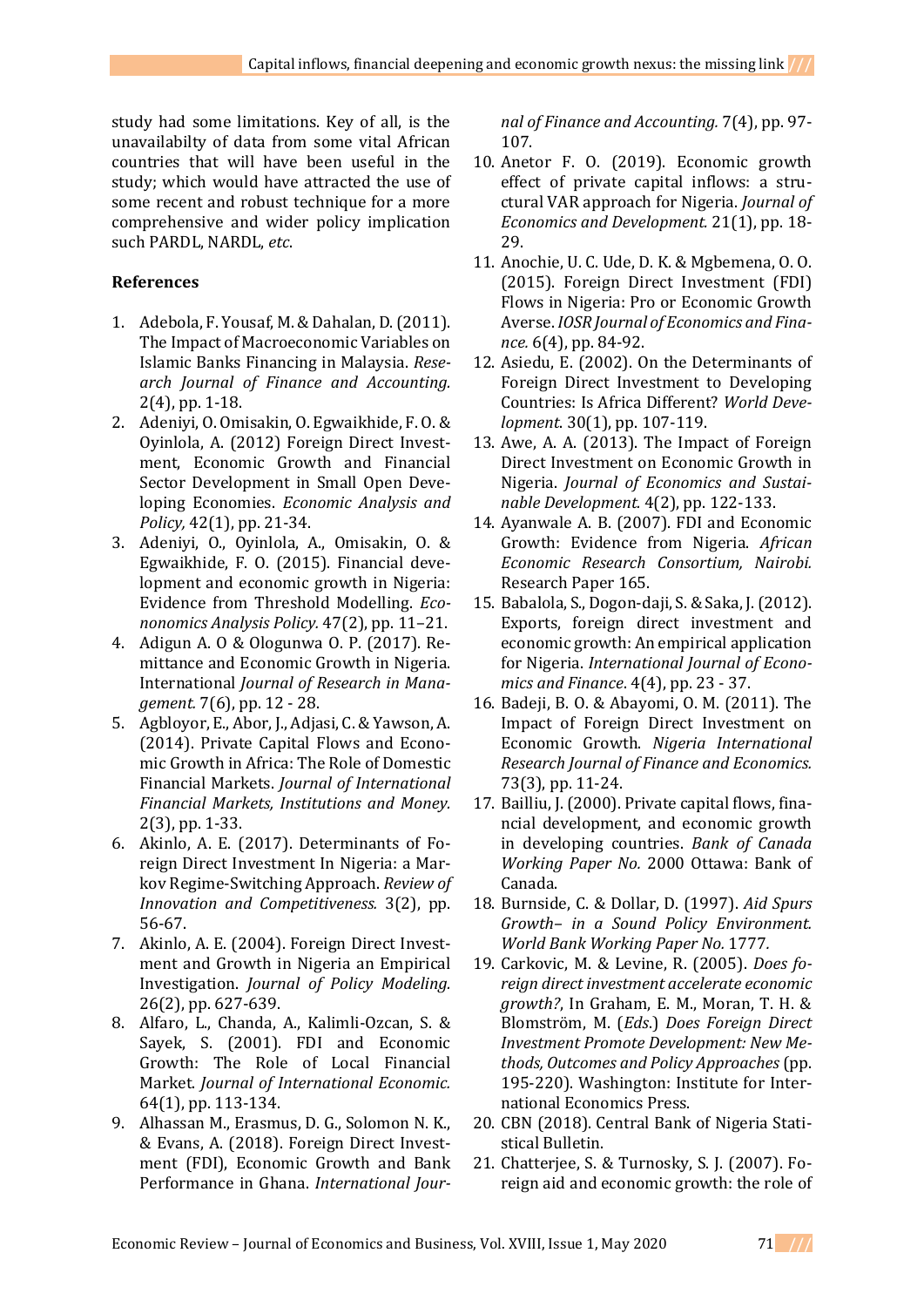study had some limitations. Key of all, is the unavailabilty of data from some vital African countries that will have been useful in the study; which would have attracted the use of some recent and robust technique for a more comprehensive and wider policy implication such PARDL, NARDL, *etc*.

## References

1. Adebola, F. Yousaf, M. & Dahalan, D. (2011). The Impact of Macroeconomic Variables on Islamic Banks Financing in Malaysia. *Research Journal of Finance and Accounting*. 2(4), pp. 1-18.
2. Adeniyi, O. Omisakin, O. Egwaikhide, F. O. & Oyinlola, A. (2012) Foreign Direct Investment, Economic Growth and Financial Sector Development in Small Open Developing Economies. *Economic Analysis and Policy,* 42(1), pp. 21-34.
3. Adeniyi, O., Oyinlola, A., Omisakin, O. & Egwaikhide, F. O. (2015). Financial development and economic growth in Nigeria: Evidence from Threshold Modelling. *Econonomics Analysis Policy.* 47(2), pp. 11–21.
4. Adigun A. O & Ologunwa O. P. (2017). Remittance and Economic Growth in Nigeria. International *Journal of Research in Management.* 7(6), pp. 12 - 28.
5. Agbloyor, E., Abor, J., Adjasi, C. & Yawson, A. (2014). Private Capital Flows and Economic Growth in Africa: The Role of Domestic Financial Markets. *Journal of International Financial Markets, Institutions and Money.* 2(3), pp. 1-33.
6. Akinlo, A. E. (2017). Determinants of Foreign Direct Investment In Nigeria: a Markov Regime-Switching Approach. *Review of Innovation and Competitiveness.* 3(2), pp. 56-67.
7. Akinlo, A. E. (2004). Foreign Direct Investment and Growth in Nigeria an Empirical Investigation. *Journal of Policy Modeling*. 26(2), pp. 627-639.
8. Alfaro, L., Chanda, A., Kalimli-Ozcan, S. & Sayek, S. (2001). FDI and Economic Growth: The Role of Local Financial Market. *Journal of International Economic.* 64(1), pp. 113-134.
9. Alhassan M., Erasmus, D. G., Solomon N. K., & Evans, A. (2018). Foreign Direct Investment (FDI), Economic Growth and Bank Performance in Ghana. *International Journal of Finance and Accounting.* 7(4), pp. 97-107.
10. Anetor F. O. (2019). Economic growth effect of private capital inflows: a structural VAR approach for Nigeria. *Journal of Economics and Development.* 21(1), pp. 18-29.
11. Anochie, U. C. Ude, D. K. & Mgbemena, O. O. (2015). Foreign Direct Investment (FDI) Flows in Nigeria: Pro or Economic Growth Averse. *IOSR Journal of Economics and Finance.* 6(4), pp. 84-92.
12. Asiedu, E. (2002). On the Determinants of Foreign Direct Investment to Developing Countries: Is Africa Different? *World Development*. 30(1), pp. 107-119.
13. Awe, A. A. (2013). The Impact of Foreign Direct Investment on Economic Growth in Nigeria. *Journal of Economics and Sustainable Development.* 4(2), pp. 122-133.
14. Ayanwale A. B. (2007). FDI and Economic Growth: Evidence from Nigeria. *African Economic Research Consortium, Nairobi.* Research Paper 165.
15. Babalola, S., Dogon-daji, S. & Saka, J. (2012). Exports, foreign direct investment and economic growth: An empirical application for Nigeria. *International Journal of Economics and Finance*. 4(4), pp. 23 - 37.
16. Badeji, B. O. & Abayomi, O. M. (2011). The Impact of Foreign Direct Investment on Economic Growth. *Nigeria International Research Journal of Finance and Economics.* 73(3), pp. 11-24.
17. Bailliu, J. (2000). Private capital flows, financial development, and economic growth in developing countries. *Bank of Canada Working Paper No.* 2000 Ottawa: Bank of Canada.
18. Burnside, C. & Dollar, D. (1997). *Aid Spurs Growth– in a Sound Policy Environment. World Bank Working Paper No. 1777.*
19. Carkovic, M. & Levine, R. (2005). *Does foreign direct investment accelerate economic growth?*, In Graham, E. M., Moran, T. H. & Blomström, M. (*Eds*.) *Does Foreign Direct Investment Promote Development: New Methods, Outcomes and Policy Approaches* (pp. 195-220). Washington: Institute for International Economics Press.
20. CBN (2018). Central Bank of Nigeria Statistical Bulletin.
21. Chatterjee, S. & Turnosky, S. J. (2007). Foreign aid and economic growth: the role of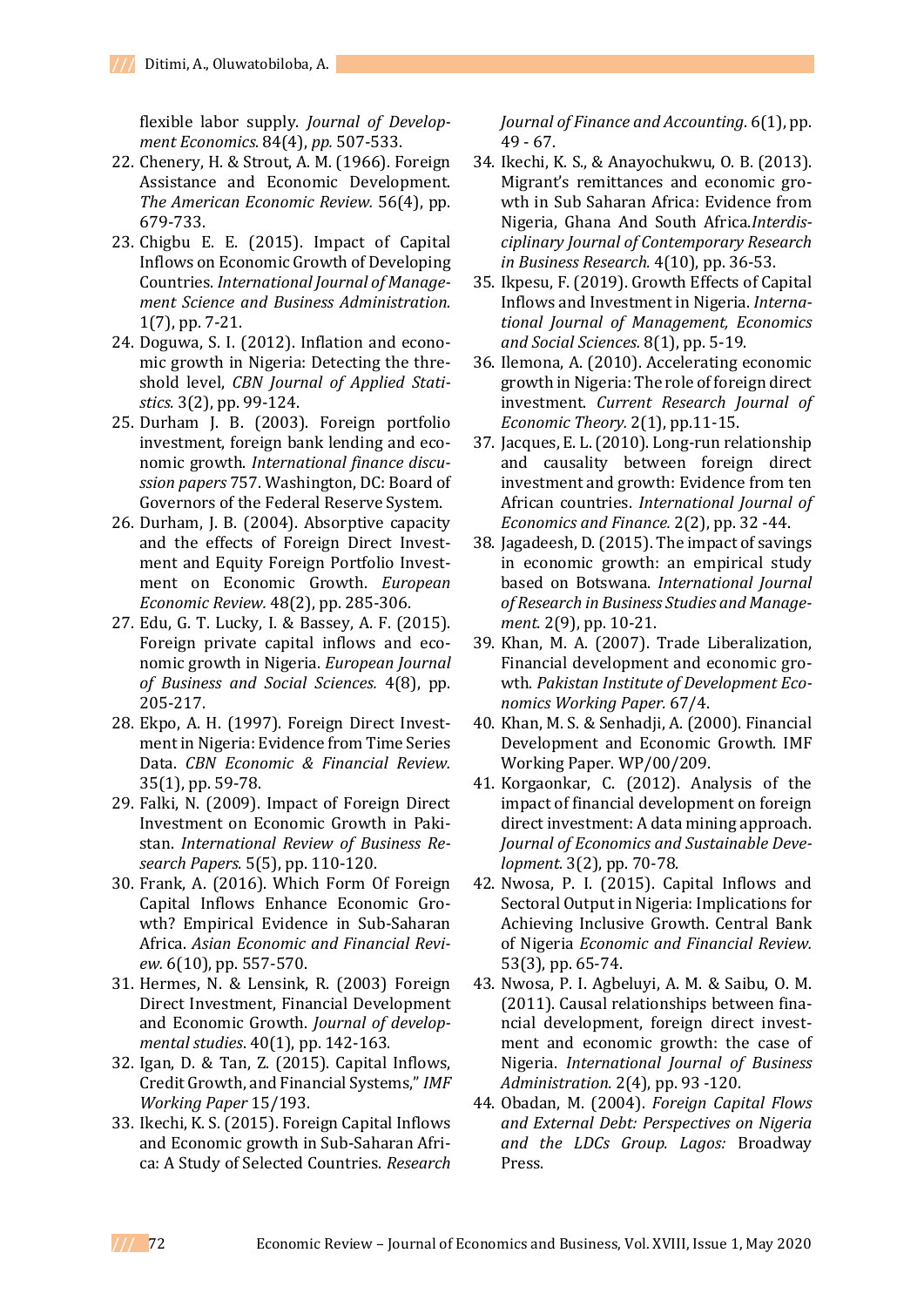flexible labor supply. *Journal of Development Economics.* 84(4), *pp.* 507-533.

22. Chenery, H. & Strout, A. M. (1966). Foreign Assistance and Economic Development. *The American Economic Review.* 56(4), pp. 679-733.
23. Chigbu E. E. (2015). Impact of Capital Inflows on Economic Growth of Developing Countries. *International Journal of Management Science and Business Administration.* 1(7), pp. 7-21.
24. Doguwa, S. I. (2012). Inflation and economic growth in Nigeria: Detecting the threshold level, *CBN Journal of Applied Statistics.* 3(2), pp. 99-124.
25. Durham J. B. (2003). Foreign portfolio investment, foreign bank lending and economic growth. *International finance discussion papers* 757. Washington, DC: Board of Governors of the Federal Reserve System.
26. Durham, J. B. (2004). Absorptive capacity and the effects of Foreign Direct Investment and Equity Foreign Portfolio Investment on Economic Growth. *European Economic Review.* 48(2), pp. 285-306.
27. Edu, G. T. Lucky, I. & Bassey, A. F. (2015). Foreign private capital inflows and economic growth in Nigeria. *European Journal of Business and Social Sciences.* 4(8), pp. 205-217.
28. Ekpo, A. H. (1997). Foreign Direct Investment in Nigeria: Evidence from Time Series Data. *CBN Economic & Financial Review.* 35(1), pp. 59-78.
29. Falki, N. (2009). Impact of Foreign Direct Investment on Economic Growth in Pakistan. *International Review of Business Research Papers.* 5(5), pp. 110-120.
30. Frank, A. (2016). Which Form Of Foreign Capital Inflows Enhance Economic Growth? Empirical Evidence in Sub-Saharan Africa. *Asian Economic and Financial Review.* 6(10), pp. 557-570.
31. Hermes, N. & Lensink, R. (2003) Foreign Direct Investment, Financial Development and Economic Growth. *Journal of developmental studies*. 40(1), pp. 142-163.
32. Igan, D. & Tan, Z. (2015). Capital Inflows, Credit Growth, and Financial Systems," *IMF Working Paper* 15/193.
33. Ikechi, K. S. (2015). Foreign Capital Inflows and Economic growth in Sub-Saharan Africa: A Study of Selected Countries. *Research Journal of Finance and Accounting*. 6(1), pp. 49 - 67.
34. Ikechi, K. S., & Anayochukwu, O. B. (2013). Migrant's remittances and economic growth in Sub Saharan Africa: Evidence from Nigeria, Ghana And South Africa.*Interdisciplinary Journal of Contemporary Research in Business Research.* 4(10), pp. 36-53.
35. Ikpesu, F. (2019). Growth Effects of Capital Inflows and Investment in Nigeria. *International Journal of Management, Economics and Social Sciences.* 8(1), pp. 5-19.
36. Ilemona, A. (2010). Accelerating economic growth in Nigeria: The role of foreign direct investment. *Current Research Journal of Economic Theory.* 2(1), pp.11-15.
37. Jacques, E. L. (2010). Long-run relationship and causality between foreign direct investment and growth: Evidence from ten African countries. *International Journal of Economics and Finance.* 2(2), pp. 32 -44.
38. Jagadeesh, D. (2015). The impact of savings in economic growth: an empirical study based on Botswana. *International Journal of Research in Business Studies and Management.* 2(9), pp. 10-21.
39. Khan, M. A. (2007). Trade Liberalization, Financial development and economic growth. *Pakistan Institute of Development Economics Working Paper.* 67/4.
40. Khan, M. S. & Senhadji, A. (2000). Financial Development and Economic Growth. IMF Working Paper. WP/00/209.
41. Korgaonkar, C. (2012). Analysis of the impact of financial development on foreign direct investment: A data mining approach. *Journal of Economics and Sustainable Development.* 3(2), pp. 70-78.
42. Nwosa, P. I. (2015). Capital Inflows and Sectoral Output in Nigeria: Implications for Achieving Inclusive Growth. Central Bank of Nigeria *Economic and Financial Review.* 53(3), pp. 65-74.
43. Nwosa, P. I. Agbeluyi, A. M. & Saibu, O. M. (2011). Causal relationships between financial development, foreign direct investment and economic growth: the case of Nigeria. *International Journal of Business Administration.* 2(4), pp. 93 -120.
44. Obadan, M. (2004). *Foreign Capital Flows and External Debt: Perspectives on Nigeria and the LDCs Group. Lagos:* Broadway Press.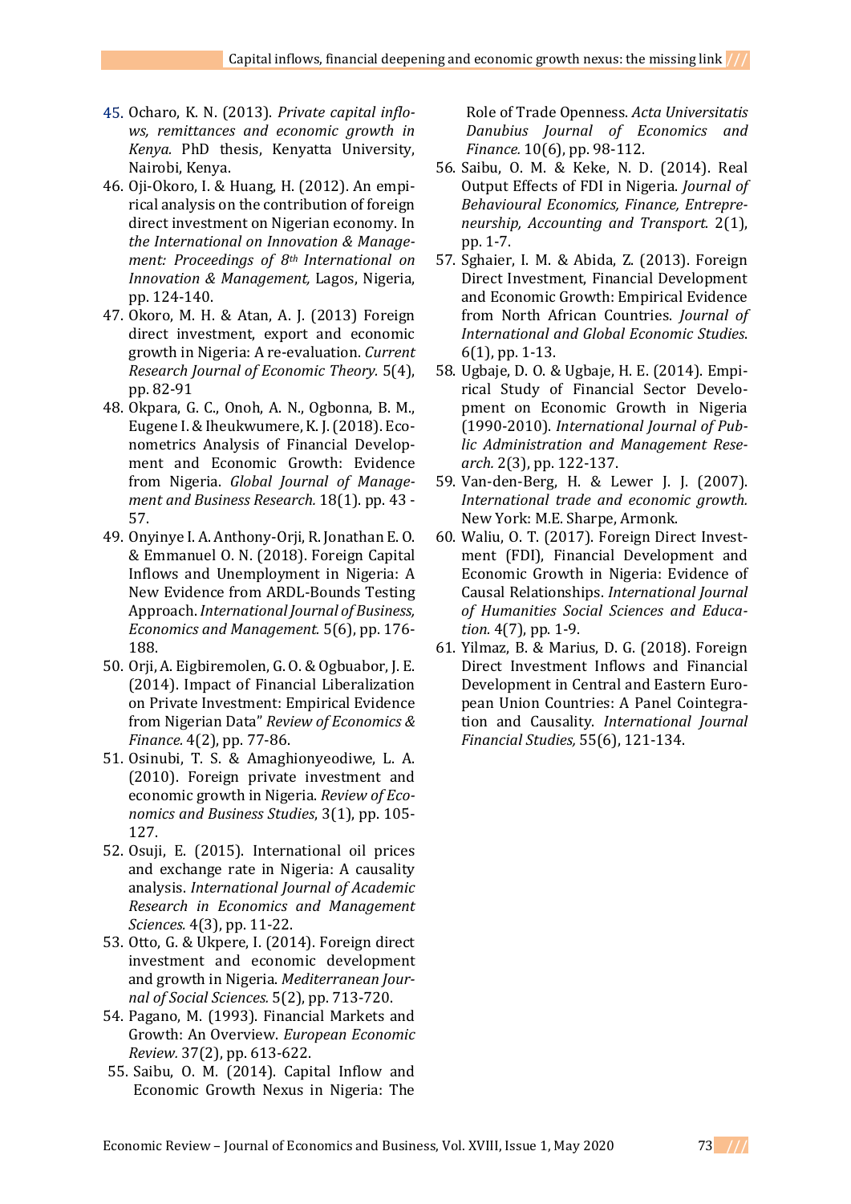45. Ocharo, K. N. (2013). *Private capital inflows, remittances and economic growth in Kenya.* PhD thesis, Kenyatta University, Nairobi, Kenya.
46. Oji-Okoro, I. & Huang, H. (2012). An empirical analysis on the contribution of foreign direct investment on Nigerian economy. In *the International on Innovation & Management: Proceedings of 8th International on Innovation & Management,* Lagos, Nigeria, pp. 124-140.
47. Okoro, M. H. & Atan, A. J. (2013) Foreign direct investment, export and economic growth in Nigeria: A re-evaluation. *Current Research Journal of Economic Theory.* 5(4), pp. 82-91
48. Okpara, G. C., Onoh, A. N., Ogbonna, B. M., Eugene I. & Iheukwumere, K. J. (2018). Econometrics Analysis of Financial Development and Economic Growth: Evidence from Nigeria. *Global Journal of Management and Business Research.* 18(1). pp. 43 - 57.
49. Onyinye I. A. Anthony-Orji, R. Jonathan E. O. & Emmanuel O. N. (2018). Foreign Capital Inflows and Unemployment in Nigeria: A New Evidence from ARDL-Bounds Testing Approach. *International Journal of Business, Economics and Management.* 5(6), pp. 176-188.
50. Orji, A. Eigbiremolen, G. O. & Ogbuabor, J. E. (2014). Impact of Financial Liberalization on Private Investment: Empirical Evidence from Nigerian Data" *Review of Economics & Finance.* 4(2), pp. 77-86.
51. Osinubi, T. S. & Amaghionyeodiwe, L. A. (2010). Foreign private investment and economic growth in Nigeria. *Review of Economics and Business Studies*, 3(1), pp. 105-127.
52. Osuji, E. (2015). International oil prices and exchange rate in Nigeria: A causality analysis. *International Journal of Academic Research in Economics and Management Sciences.* 4(3), pp. 11-22.
53. Otto, G. & Ukpere, I. (2014). Foreign direct investment and economic development and growth in Nigeria. *Mediterranean Journal of Social Sciences.* 5(2), pp. 713-720.
54. Pagano, M. (1993). Financial Markets and Growth: An Overview. *European Economic Review.* 37(2), pp. 613-622.
55. Saibu, O. M. (2014). Capital Inflow and Economic Growth Nexus in Nigeria: The Role of Trade Openness. *Acta Universitatis Danubius Journal of Economics and Finance.* 10(6), pp. 98-112.
56. Saibu, O. M. & Keke, N. D. (2014). Real Output Effects of FDI in Nigeria. *Journal of Behavioural Economics, Finance, Entrepreneurship, Accounting and Transport.* 2(1), pp. 1-7.
57. Sghaier, I. M. & Abida, Z. (2013). Foreign Direct Investment, Financial Development and Economic Growth: Empirical Evidence from North African Countries. *Journal of International and Global Economic Studies.* 6(1), pp. 1-13.
58. Ugbaje, D. O. & Ugbaje, H. E. (2014). Empirical Study of Financial Sector Development on Economic Growth in Nigeria (1990-2010). *International Journal of Public Administration and Management Research.* 2(3), pp. 122-137.
59. Van-den-Berg, H. & Lewer J. J. (2007). *International trade and economic growth.* New York: M.E. Sharpe, Armonk.
60. Waliu, O. T. (2017). Foreign Direct Investment (FDI), Financial Development and Economic Growth in Nigeria: Evidence of Causal Relationships. *International Journal of Humanities Social Sciences and Education.* 4(7), pp. 1-9.
61. Yilmaz, B. & Marius, D. G. (2018). Foreign Direct Investment Inflows and Financial Development in Central and Eastern European Union Countries: A Panel Cointegration and Causality. *International Journal Financial Studies,* 55(6), 121-134.